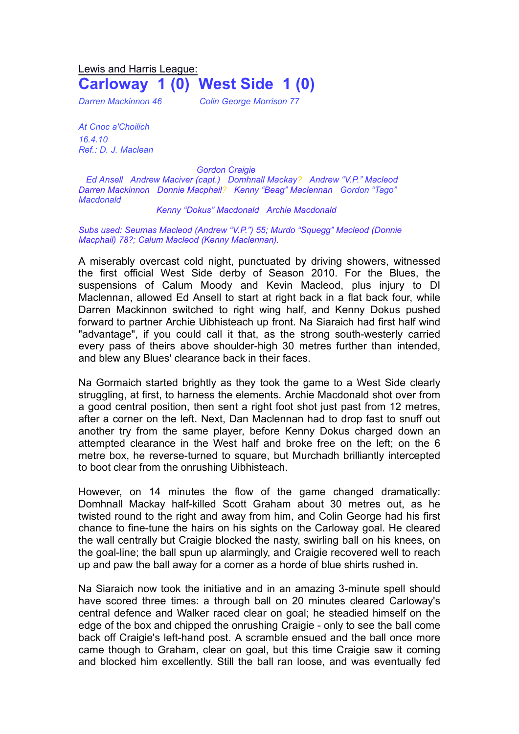Lewis and Harris League:

# Carloway 1 (0) West Side 1 (0)

*Darren Mackinnon 46* *Colin George Morrison 77*

*At Cnoc a'Choilich*
*16.4.10*
*Ref.: D. J. Maclean*

*Gordon Craigie*
*Ed Ansell Andrew Maciver (capt.) Domhnall Mackay? Andrew "V.P." Macleod*
*Darren Mackinnon Donnie Macphail? Kenny "Beag" Maclennan Gordon "Tago" Macdonald*
*Kenny "Dokus" Macdonald Archie Macdonald*

*Subs used: Seumas Macleod (Andrew "V.P.") 55; Murdo "Squegg" Macleod (Donnie Macphail) 78?; Calum Macleod (Kenny Maclennan).*

A miserably overcast cold night, punctuated by driving showers, witnessed the first official West Side derby of Season 2010. For the Blues, the suspensions of Calum Moody and Kevin Macleod, plus injury to DI Maclennan, allowed Ed Ansell to start at right back in a flat back four, while Darren Mackinnon switched to right wing half, and Kenny Dokus pushed forward to partner Archie Uibhisteach up front. Na Siaraich had first half wind "advantage", if you could call it that, as the strong south-westerly carried every pass of theirs above shoulder-high 30 metres further than intended, and blew any Blues' clearance back in their faces.

Na Gormaich started brightly as they took the game to a West Side clearly struggling, at first, to harness the elements. Archie Macdonald shot over from a good central position, then sent a right foot shot just past from 12 metres, after a corner on the left. Next, Dan Maclennan had to drop fast to snuff out another try from the same player, before Kenny Dokus charged down an attempted clearance in the West half and broke free on the left; on the 6 metre box, he reverse-turned to square, but Murchadh brilliantly intercepted to boot clear from the onrushing Uibhisteach.

However, on 14 minutes the flow of the game changed dramatically: Domhnall Mackay half-killed Scott Graham about 30 metres out, as he twisted round to the right and away from him, and Colin George had his first chance to fine-tune the hairs on his sights on the Carloway goal. He cleared the wall centrally but Craigie blocked the nasty, swirling ball on his knees, on the goal-line; the ball spun up alarmingly, and Craigie recovered well to reach up and paw the ball away for a corner as a horde of blue shirts rushed in.

Na Siaraich now took the initiative and in an amazing 3-minute spell should have scored three times: a through ball on 20 minutes cleared Carloway's central defence and Walker raced clear on goal; he steadied himself on the edge of the box and chipped the onrushing Craigie - only to see the ball come back off Craigie's left-hand post. A scramble ensued and the ball once more came though to Graham, clear on goal, but this time Craigie saw it coming and blocked him excellently. Still the ball ran loose, and was eventually fed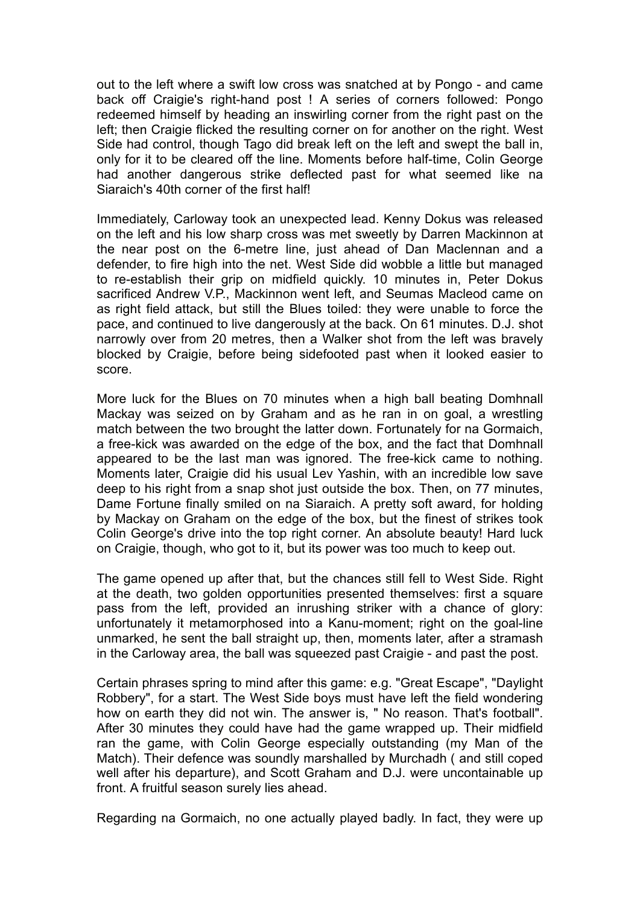out to the left where a swift low cross was snatched at by Pongo - and came back off Craigie's right-hand post ! A series of corners followed: Pongo redeemed himself by heading an inswirling corner from the right past on the left; then Craigie flicked the resulting corner on for another on the right. West Side had control, though Tago did break left on the left and swept the ball in, only for it to be cleared off the line. Moments before half-time, Colin George had another dangerous strike deflected past for what seemed like na Siaraich's 40th corner of the first half!

Immediately, Carloway took an unexpected lead. Kenny Dokus was released on the left and his low sharp cross was met sweetly by Darren Mackinnon at the near post on the 6-metre line, just ahead of Dan Maclennan and a defender, to fire high into the net. West Side did wobble a little but managed to re-establish their grip on midfield quickly. 10 minutes in, Peter Dokus sacrificed Andrew V.P., Mackinnon went left, and Seumas Macleod came on as right field attack, but still the Blues toiled: they were unable to force the pace, and continued to live dangerously at the back. On 61 minutes. D.J. shot narrowly over from 20 metres, then a Walker shot from the left was bravely blocked by Craigie, before being sidefooted past when it looked easier to score.

More luck for the Blues on 70 minutes when a high ball beating Domhnall Mackay was seized on by Graham and as he ran in on goal, a wrestling match between the two brought the latter down. Fortunately for na Gormaich, a free-kick was awarded on the edge of the box, and the fact that Domhnall appeared to be the last man was ignored. The free-kick came to nothing. Moments later, Craigie did his usual Lev Yashin, with an incredible low save deep to his right from a snap shot just outside the box. Then, on 77 minutes, Dame Fortune finally smiled on na Siaraich. A pretty soft award, for holding by Mackay on Graham on the edge of the box, but the finest of strikes took Colin George's drive into the top right corner. An absolute beauty! Hard luck on Craigie, though, who got to it, but its power was too much to keep out.

The game opened up after that, but the chances still fell to West Side. Right at the death, two golden opportunities presented themselves: first a square pass from the left, provided an inrushing striker with a chance of glory: unfortunately it metamorphosed into a Kanu-moment; right on the goal-line unmarked, he sent the ball straight up, then, moments later, after a stramash in the Carloway area, the ball was squeezed past Craigie - and past the post.

Certain phrases spring to mind after this game: e.g. "Great Escape", "Daylight Robbery", for a start. The West Side boys must have left the field wondering how on earth they did not win. The answer is, " No reason. That's football". After 30 minutes they could have had the game wrapped up. Their midfield ran the game, with Colin George especially outstanding (my Man of the Match). Their defence was soundly marshalled by Murchadh ( and still coped well after his departure), and Scott Graham and D.J. were uncontainable up front. A fruitful season surely lies ahead.

Regarding na Gormaich, no one actually played badly. In fact, they were up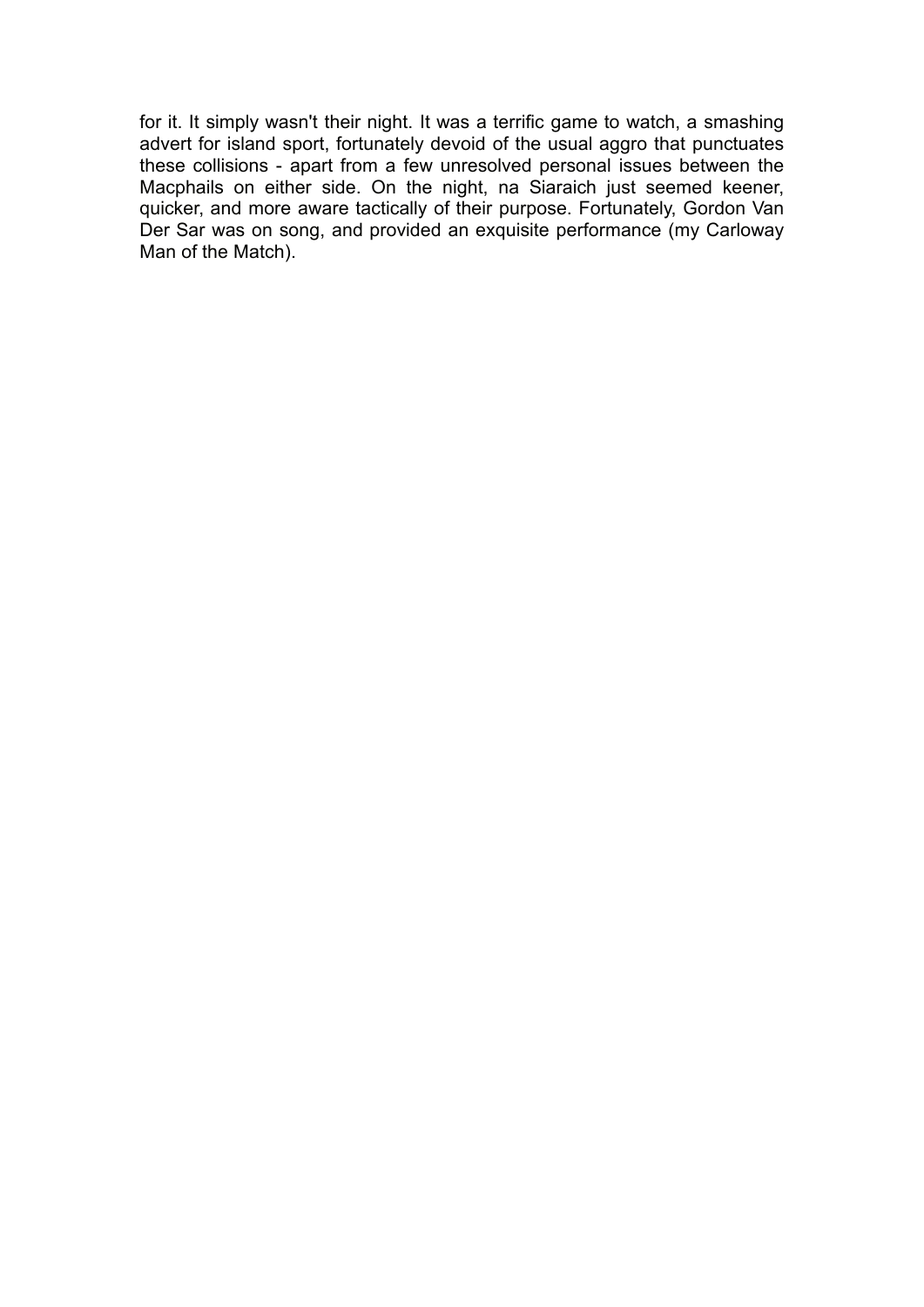for it. It simply wasn't their night. It was a terrific game to watch, a smashing advert for island sport, fortunately devoid of the usual aggro that punctuates these collisions - apart from a few unresolved personal issues between the Macphails on either side. On the night, na Siaraich just seemed keener, quicker, and more aware tactically of their purpose. Fortunately, Gordon Van Der Sar was on song, and provided an exquisite performance (my Carloway Man of the Match).